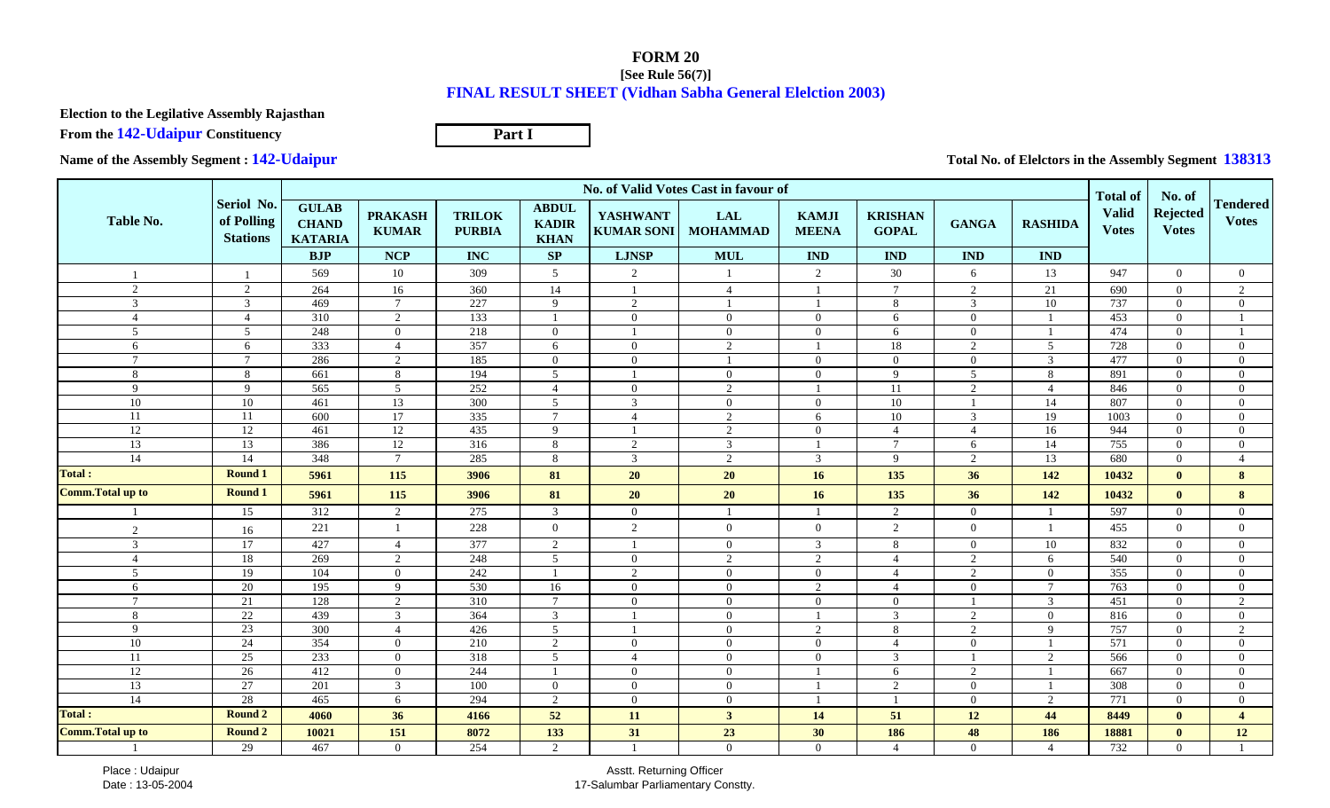# FORM 20

**[See Rule 56(7)]**

**FINAL RESULT SHEET (Vidhan Sabha General Elelction 2003)**

**Election to the Legilative Assembly Rajasthan**

**From the 142-Udaipur Constituency**

**Part I**

**Name of the Assembly Segment : 142-Udaipur**

**Total No. of Elelctors in the Assembly Segment 138313**

| Table No. | Seriol No. of Polling Stations | No. of Valid Votes Cast in favour of | | | | | | | | | | Total of Valid Votes | No. of Rejected Votes | Tendered Votes |
|---|---|---|---|---|---|---|---|---|---|---|---|---|---|---|
| | | GULAB CHAND KATARIA | PRAKASH KUMAR | TRILOK PURBIA | ABDUL KADIR KHAN | YASHWANT KUMAR SONI | LAL MOHAMMAD | KAMJI MEENA | KRISHAN GOPAL | GANGA | RASHIDA | | | |
| | | BJP | NCP | INC | SP | LJNSP | MUL | IND | IND | IND | IND | | | |
| 1 | 1 | 569 | 10 | 309 | 5 | 2 | 1 | 2 | 30 | 6 | 13 | 947 | 0 | 0 |
| 2 | 2 | 264 | 16 | 360 | 14 | 1 | 4 | 1 | 7 | 2 | 21 | 690 | 0 | 2 |
| 3 | 3 | 469 | 7 | 227 | 9 | 2 | 1 | 1 | 8 | 3 | 10 | 737 | 0 | 0 |
| 4 | 4 | 310 | 2 | 133 | 1 | 0 | 0 | 0 | 6 | 0 | 1 | 453 | 0 | 1 |
| 5 | 5 | 248 | 0 | 218 | 0 | 1 | 0 | 0 | 6 | 0 | 1 | 474 | 0 | 1 |
| 6 | 6 | 333 | 4 | 357 | 6 | 0 | 2 | 1 | 18 | 2 | 5 | 728 | 0 | 0 |
| 7 | 7 | 286 | 2 | 185 | 0 | 0 | 1 | 0 | 0 | 0 | 3 | 477 | 0 | 0 |
| 8 | 8 | 661 | 8 | 194 | 5 | 1 | 0 | 0 | 9 | 5 | 8 | 891 | 0 | 0 |
| 9 | 9 | 565 | 5 | 252 | 4 | 0 | 2 | 1 | 11 | 2 | 4 | 846 | 0 | 0 |
| 10 | 10 | 461 | 13 | 300 | 5 | 3 | 0 | 0 | 10 | 1 | 14 | 807 | 0 | 0 |
| 11 | 11 | 600 | 17 | 335 | 7 | 4 | 2 | 6 | 10 | 3 | 19 | 1003 | 0 | 0 |
| 12 | 12 | 461 | 12 | 435 | 9 | 1 | 2 | 0 | 4 | 4 | 16 | 944 | 0 | 0 |
| 13 | 13 | 386 | 12 | 316 | 8 | 2 | 3 | 1 | 7 | 6 | 14 | 755 | 0 | 0 |
| 14 | 14 | 348 | 7 | 285 | 8 | 3 | 2 | 3 | 9 | 2 | 13 | 680 | 0 | 4 |
| **Total :** | **Round 1** | **5961** | **115** | **3906** | **81** | **20** | **20** | **16** | **135** | **36** | **142** | **10432** | **0** | **8** |
| **Comm.Total up to** | **Round 1** | **5961** | **115** | **3906** | **81** | **20** | **20** | **16** | **135** | **36** | **142** | **10432** | **0** | **8** |
| 1 | 15 | 312 | 2 | 275 | 3 | 0 | 1 | 1 | 2 | 0 | 1 | 597 | 0 | 0 |
| 2 | 16 | 221 | 1 | 228 | 0 | 2 | 0 | 0 | 2 | 0 | 1 | 455 | 0 | 0 |
| 3 | 17 | 427 | 4 | 377 | 2 | 1 | 0 | 3 | 8 | 0 | 10 | 832 | 0 | 0 |
| 4 | 18 | 269 | 2 | 248 | 5 | 0 | 2 | 2 | 4 | 2 | 6 | 540 | 0 | 0 |
| 5 | 19 | 104 | 0 | 242 | 1 | 2 | 0 | 0 | 4 | 2 | 0 | 355 | 0 | 0 |
| 6 | 20 | 195 | 9 | 530 | 16 | 0 | 0 | 2 | 4 | 0 | 7 | 763 | 0 | 0 |
| 7 | 21 | 128 | 2 | 310 | 7 | 0 | 0 | 0 | 0 | 1 | 3 | 451 | 0 | 2 |
| 8 | 22 | 439 | 3 | 364 | 3 | 1 | 0 | 1 | 3 | 2 | 0 | 816 | 0 | 0 |
| 9 | 23 | 300 | 4 | 426 | 5 | 1 | 0 | 2 | 8 | 2 | 9 | 757 | 0 | 2 |
| 10 | 24 | 354 | 0 | 210 | 2 | 0 | 0 | 0 | 4 | 0 | 1 | 571 | 0 | 0 |
| 11 | 25 | 233 | 0 | 318 | 5 | 4 | 0 | 0 | 3 | 1 | 2 | 566 | 0 | 0 |
| 12 | 26 | 412 | 0 | 244 | 1 | 0 | 0 | 1 | 6 | 2 | 1 | 667 | 0 | 0 |
| 13 | 27 | 201 | 3 | 100 | 0 | 0 | 0 | 1 | 2 | 0 | 1 | 308 | 0 | 0 |
| 14 | 28 | 465 | 6 | 294 | 2 | 0 | 0 | 1 | 1 | 0 | 2 | 771 | 0 | 0 |
| **Total :** | **Round 2** | **4060** | **36** | **4166** | **52** | **11** | **3** | **14** | **51** | **12** | **44** | **8449** | **0** | **4** |
| **Comm.Total up to** | **Round 2** | **10021** | **151** | **8072** | **133** | **31** | **23** | **30** | **186** | **48** | **186** | **18881** | **0** | **12** |
| 1 | 29 | 467 | 0 | 254 | 2 | 1 | 0 | 0 | 4 | 0 | 4 | 732 | 0 | 1 |

Place : Udaipur
Date : 13-05-2004

Asstt. Returning Officer
17-Salumbar Parliamentary Constty.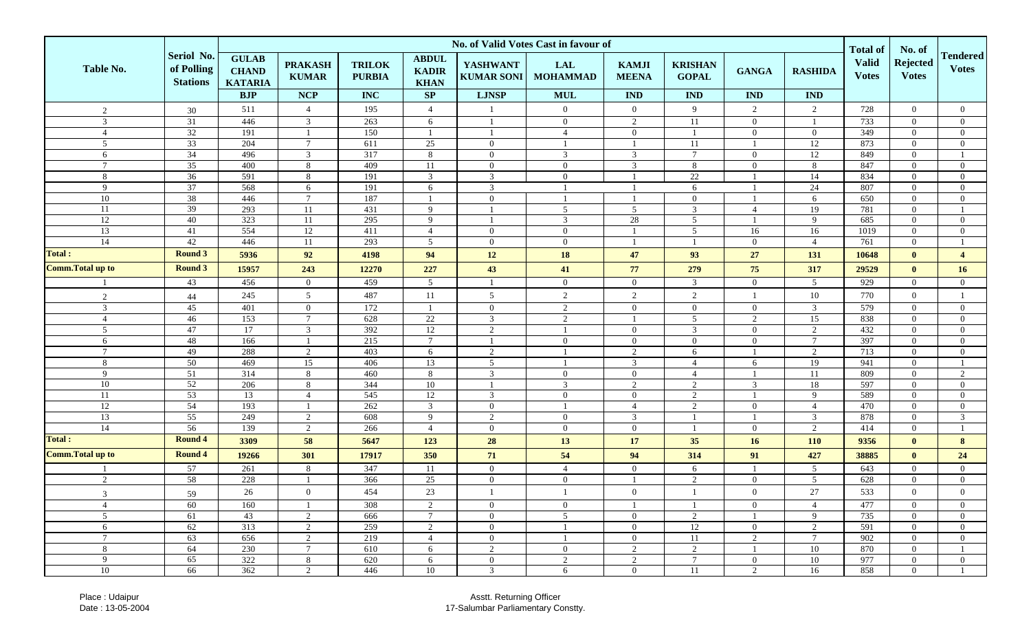| Table No. | Seriol No. of Polling Stations | No. of Valid Votes Cast in favour of | | | | | | | | | | Total of Valid Votes | No. of Rejected Votes | Tendered Votes |
|---|---|---|---|---|---|---|---|---|---|---|---|---|---|---|
| | | GULAB CHAND KATARIA | PRAKASH KUMAR | TRILOK PURBIA | ABDUL KADIR KHAN | YASHWANT KUMAR SONI | LAL MOHAMMAD | KAMJI MEENA | KRISHAN GOPAL | GANGA | RASHIDA | | | |
| | | BJP | NCP | INC | SP | LJNSP | MUL | IND | IND | IND | IND | | | |
| 2 | 30 | 511 | 4 | 195 | 4 | 1 | 0 | 0 | 9 | 2 | 2 | 728 | 0 | 0 |
| 3 | 31 | 446 | 3 | 263 | 6 | 1 | 0 | 2 | 11 | 0 | 1 | 733 | 0 | 0 |
| 4 | 32 | 191 | 1 | 150 | 1 | 1 | 4 | 0 | 1 | 0 | 0 | 349 | 0 | 0 |
| 5 | 33 | 204 | 7 | 611 | 25 | 0 | 1 | 1 | 11 | 1 | 12 | 873 | 0 | 0 |
| 6 | 34 | 496 | 3 | 317 | 8 | 0 | 3 | 3 | 7 | 0 | 12 | 849 | 0 | 1 |
| 7 | 35 | 400 | 8 | 409 | 11 | 0 | 0 | 3 | 8 | 0 | 8 | 847 | 0 | 0 |
| 8 | 36 | 591 | 8 | 191 | 3 | 3 | 0 | 1 | 22 | 1 | 14 | 834 | 0 | 0 |
| 9 | 37 | 568 | 6 | 191 | 6 | 3 | 1 | 1 | 6 | 1 | 24 | 807 | 0 | 0 |
| 10 | 38 | 446 | 7 | 187 | 1 | 0 | 1 | 1 | 0 | 1 | 6 | 650 | 0 | 0 |
| 11 | 39 | 293 | 11 | 431 | 9 | 1 | 5 | 5 | 3 | 4 | 19 | 781 | 0 | 1 |
| 12 | 40 | 323 | 11 | 295 | 9 | 1 | 3 | 28 | 5 | 1 | 9 | 685 | 0 | 0 |
| 13 | 41 | 554 | 12 | 411 | 4 | 0 | 0 | 1 | 5 | 16 | 16 | 1019 | 0 | 0 |
| 14 | 42 | 446 | 11 | 293 | 5 | 0 | 0 | 1 | 1 | 0 | 4 | 761 | 0 | 1 |
| **Total :** | **Round 3** | **5936** | **92** | **4198** | **94** | **12** | **18** | **47** | **93** | **27** | **131** | **10648** | **0** | **4** |
| **Comm.Total up to** | **Round 3** | **15957** | **243** | **12270** | **227** | **43** | **41** | **77** | **279** | **75** | **317** | **29529** | **0** | **16** |
| 1 | 43 | 456 | 0 | 459 | 5 | 1 | 0 | 0 | 3 | 0 | 5 | 929 | 0 | 0 |
| 2 | 44 | 245 | 5 | 487 | 11 | 5 | 2 | 2 | 2 | 1 | 10 | 770 | 0 | 1 |
| 3 | 45 | 401 | 0 | 172 | 1 | 0 | 2 | 0 | 0 | 0 | 3 | 579 | 0 | 0 |
| 4 | 46 | 153 | 7 | 628 | 22 | 3 | 2 | 1 | 5 | 2 | 15 | 838 | 0 | 0 |
| 5 | 47 | 17 | 3 | 392 | 12 | 2 | 1 | 0 | 3 | 0 | 2 | 432 | 0 | 0 |
| 6 | 48 | 166 | 1 | 215 | 7 | 1 | 0 | 0 | 0 | 0 | 7 | 397 | 0 | 0 |
| 7 | 49 | 288 | 2 | 403 | 6 | 2 | 1 | 2 | 6 | 1 | 2 | 713 | 0 | 0 |
| 8 | 50 | 469 | 15 | 406 | 13 | 5 | 1 | 3 | 4 | 6 | 19 | 941 | 0 | 1 |
| 9 | 51 | 314 | 8 | 460 | 8 | 3 | 0 | 0 | 4 | 1 | 11 | 809 | 0 | 2 |
| 10 | 52 | 206 | 8 | 344 | 10 | 1 | 3 | 2 | 2 | 3 | 18 | 597 | 0 | 0 |
| 11 | 53 | 13 | 4 | 545 | 12 | 3 | 0 | 0 | 2 | 1 | 9 | 589 | 0 | 0 |
| 12 | 54 | 193 | 1 | 262 | 3 | 0 | 1 | 4 | 2 | 0 | 4 | 470 | 0 | 0 |
| 13 | 55 | 249 | 2 | 608 | 9 | 2 | 0 | 3 | 1 | 1 | 3 | 878 | 0 | 3 |
| 14 | 56 | 139 | 2 | 266 | 4 | 0 | 0 | 0 | 1 | 0 | 2 | 414 | 0 | 1 |
| **Total :** | **Round 4** | **3309** | **58** | **5647** | **123** | **28** | **13** | **17** | **35** | **16** | **110** | **9356** | **0** | **8** |
| **Comm.Total up to** | **Round 4** | **19266** | **301** | **17917** | **350** | **71** | **54** | **94** | **314** | **91** | **427** | **38885** | **0** | **24** |
| 1 | 57 | 261 | 8 | 347 | 11 | 0 | 4 | 0 | 6 | 1 | 5 | 643 | 0 | 0 |
| 2 | 58 | 228 | 1 | 366 | 25 | 0 | 0 | 1 | 2 | 0 | 5 | 628 | 0 | 0 |
| 3 | 59 | 26 | 0 | 454 | 23 | 1 | 1 | 0 | 1 | 0 | 27 | 533 | 0 | 0 |
| 4 | 60 | 160 | 1 | 308 | 2 | 0 | 0 | 1 | 1 | 0 | 4 | 477 | 0 | 0 |
| 5 | 61 | 43 | 2 | 666 | 7 | 0 | 5 | 0 | 2 | 1 | 9 | 735 | 0 | 0 |
| 6 | 62 | 313 | 2 | 259 | 2 | 0 | 1 | 0 | 12 | 0 | 2 | 591 | 0 | 0 |
| 7 | 63 | 656 | 2 | 219 | 4 | 0 | 1 | 0 | 11 | 2 | 7 | 902 | 0 | 0 |
| 8 | 64 | 230 | 7 | 610 | 6 | 2 | 0 | 2 | 2 | 1 | 10 | 870 | 0 | 1 |
| 9 | 65 | 322 | 8 | 620 | 6 | 0 | 2 | 2 | 7 | 0 | 10 | 977 | 0 | 0 |
| 10 | 66 | 362 | 2 | 446 | 10 | 3 | 6 | 0 | 11 | 2 | 16 | 858 | 0 | 1 |

Place : Udaipur
Date : 13-05-2004

Asstt. Returning Officer
17-Salumbar Parliamentary Constty.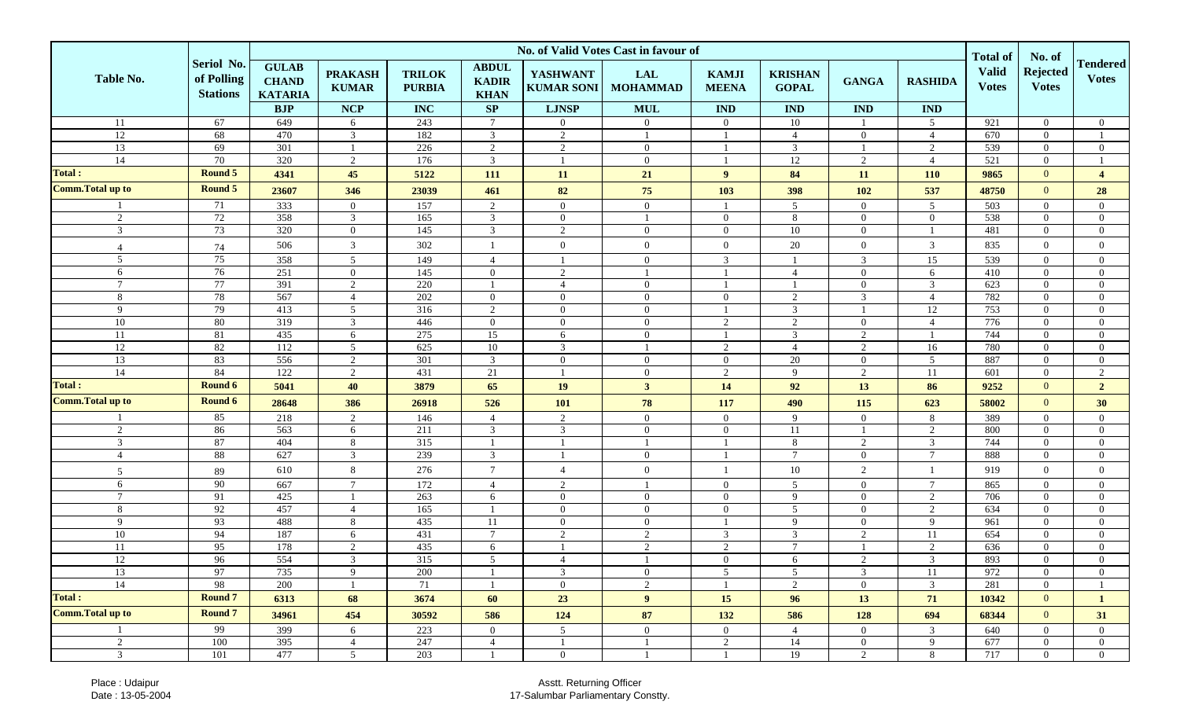| Table No. | Seriol No. of Polling Stations | No. of Valid Votes Cast in favour of | | | | | | | | | | Total of Valid Votes | No. of Rejected Votes | Tendered Votes |
|---|---|---|---|---|---|---|---|---|---|---|---|---|---|---|
| | | GULAB CHAND KATARIA | PRAKASH KUMAR | TRILOK PURBIA | ABDUL KADIR KHAN | YASHWANT KUMAR SONI | LAL MOHAMMAD | KAMJI MEENA | KRISHAN GOPAL | GANGA | RASHIDA | | | |
| | | BJP | NCP | INC | SP | LJNSP | MUL | IND | IND | IND | IND | | | |
| 11 | 67 | 649 | 6 | 243 | 7 | 0 | 0 | 0 | 10 | 1 | 5 | 921 | 0 | 0 |
| 12 | 68 | 470 | 3 | 182 | 3 | 2 | 1 | 1 | 4 | 0 | 4 | 670 | 0 | 1 |
| 13 | 69 | 301 | 1 | 226 | 2 | 2 | 0 | 1 | 3 | 1 | 2 | 539 | 0 | 0 |
| 14 | 70 | 320 | 2 | 176 | 3 | 1 | 0 | 1 | 12 | 2 | 4 | 521 | 0 | 1 |
| **Total :** | **Round 5** | **4341** | **45** | **5122** | **111** | **11** | **21** | **9** | **84** | **11** | **110** | **9865** | **0** | **4** |
| **Comm.Total up to** | **Round 5** | **23607** | **346** | **23039** | **461** | **82** | **75** | **103** | **398** | **102** | **537** | **48750** | **0** | **28** |
| 1 | 71 | 333 | 0 | 157 | 2 | 0 | 0 | 1 | 5 | 0 | 5 | 503 | 0 | 0 |
| 2 | 72 | 358 | 3 | 165 | 3 | 0 | 1 | 0 | 8 | 0 | 0 | 538 | 0 | 0 |
| 3 | 73 | 320 | 0 | 145 | 3 | 2 | 0 | 0 | 10 | 0 | 1 | 481 | 0 | 0 |
| 4 | 74 | 506 | 3 | 302 | 1 | 0 | 0 | 0 | 20 | 0 | 3 | 835 | 0 | 0 |
| 5 | 75 | 358 | 5 | 149 | 4 | 1 | 0 | 3 | 1 | 3 | 15 | 539 | 0 | 0 |
| 6 | 76 | 251 | 0 | 145 | 0 | 2 | 1 | 1 | 4 | 0 | 6 | 410 | 0 | 0 |
| 7 | 77 | 391 | 2 | 220 | 1 | 4 | 0 | 1 | 1 | 0 | 3 | 623 | 0 | 0 |
| 8 | 78 | 567 | 4 | 202 | 0 | 0 | 0 | 0 | 2 | 3 | 4 | 782 | 0 | 0 |
| 9 | 79 | 413 | 5 | 316 | 2 | 0 | 0 | 1 | 3 | 1 | 12 | 753 | 0 | 0 |
| 10 | 80 | 319 | 3 | 446 | 0 | 0 | 0 | 2 | 2 | 0 | 4 | 776 | 0 | 0 |
| 11 | 81 | 435 | 6 | 275 | 15 | 6 | 0 | 1 | 3 | 2 | 1 | 744 | 0 | 0 |
| 12 | 82 | 112 | 5 | 625 | 10 | 3 | 1 | 2 | 4 | 2 | 16 | 780 | 0 | 0 |
| 13 | 83 | 556 | 2 | 301 | 3 | 0 | 0 | 0 | 20 | 0 | 5 | 887 | 0 | 0 |
| 14 | 84 | 122 | 2 | 431 | 21 | 1 | 0 | 2 | 9 | 2 | 11 | 601 | 0 | 2 |
| **Total :** | **Round 6** | **5041** | **40** | **3879** | **65** | **19** | **3** | **14** | **92** | **13** | **86** | **9252** | **0** | **2** |
| **Comm.Total up to** | **Round 6** | **28648** | **386** | **26918** | **526** | **101** | **78** | **117** | **490** | **115** | **623** | **58002** | **0** | **30** |
| 1 | 85 | 218 | 2 | 146 | 4 | 2 | 0 | 0 | 9 | 0 | 8 | 389 | 0 | 0 |
| 2 | 86 | 563 | 6 | 211 | 3 | 3 | 0 | 0 | 11 | 1 | 2 | 800 | 0 | 0 |
| 3 | 87 | 404 | 8 | 315 | 1 | 1 | 1 | 1 | 8 | 2 | 3 | 744 | 0 | 0 |
| 4 | 88 | 627 | 3 | 239 | 3 | 1 | 0 | 1 | 7 | 0 | 7 | 888 | 0 | 0 |
| 5 | 89 | 610 | 8 | 276 | 7 | 4 | 0 | 1 | 10 | 2 | 1 | 919 | 0 | 0 |
| 6 | 90 | 667 | 7 | 172 | 4 | 2 | 1 | 0 | 5 | 0 | 7 | 865 | 0 | 0 |
| 7 | 91 | 425 | 1 | 263 | 6 | 0 | 0 | 0 | 9 | 0 | 2 | 706 | 0 | 0 |
| 8 | 92 | 457 | 4 | 165 | 1 | 0 | 0 | 0 | 5 | 0 | 2 | 634 | 0 | 0 |
| 9 | 93 | 488 | 8 | 435 | 11 | 0 | 0 | 1 | 9 | 0 | 9 | 961 | 0 | 0 |
| 10 | 94 | 187 | 6 | 431 | 7 | 2 | 2 | 3 | 3 | 2 | 11 | 654 | 0 | 0 |
| 11 | 95 | 178 | 2 | 435 | 6 | 1 | 2 | 2 | 7 | 1 | 2 | 636 | 0 | 0 |
| 12 | 96 | 554 | 3 | 315 | 5 | 4 | 1 | 0 | 6 | 2 | 3 | 893 | 0 | 0 |
| 13 | 97 | 735 | 9 | 200 | 1 | 3 | 0 | 5 | 5 | 3 | 11 | 972 | 0 | 0 |
| 14 | 98 | 200 | 1 | 71 | 1 | 0 | 2 | 1 | 2 | 0 | 3 | 281 | 0 | 1 |
| **Total :** | **Round 7** | **6313** | **68** | **3674** | **60** | **23** | **9** | **15** | **96** | **13** | **71** | **10342** | **0** | **1** |
| **Comm.Total up to** | **Round 7** | **34961** | **454** | **30592** | **586** | **124** | **87** | **132** | **586** | **128** | **694** | **68344** | **0** | **31** |
| 1 | 99 | 399 | 6 | 223 | 0 | 5 | 0 | 0 | 4 | 0 | 3 | 640 | 0 | 0 |
| 2 | 100 | 395 | 4 | 247 | 4 | 1 | 1 | 2 | 14 | 0 | 9 | 677 | 0 | 0 |
| 3 | 101 | 477 | 5 | 203 | 1 | 0 | 1 | 1 | 19 | 2 | 8 | 717 | 0 | 0 |

Place : Udaipur
Date : 13-05-2004

Asstt. Returning Officer
17-Salumbar Parliamentary Constty.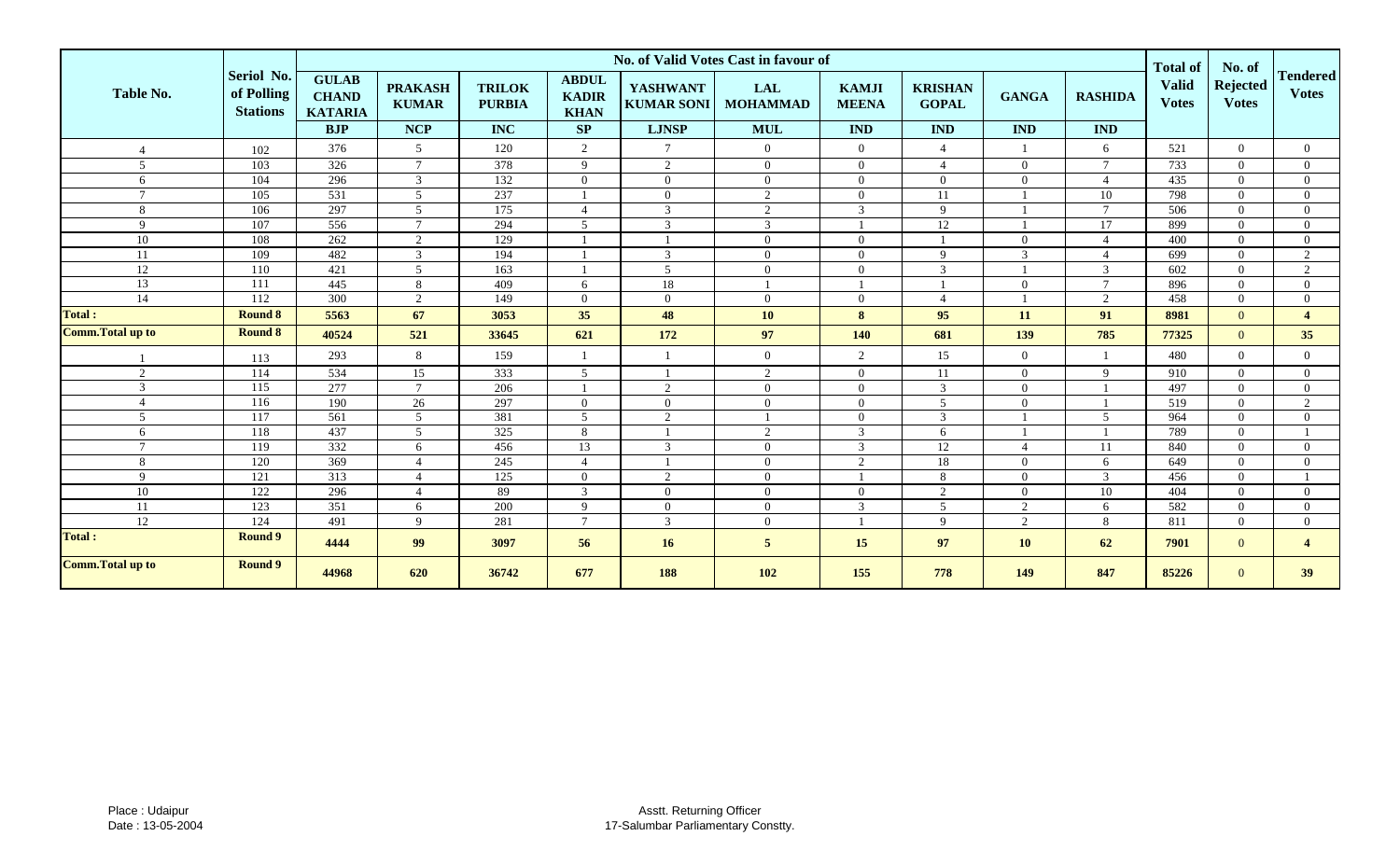| Table No. | Seriol No. of Polling Stations | No. of Valid Votes Cast in favour of | | | | | | | | | | Total of Valid Votes | No. of Rejected Votes | Tendered Votes |
|---|---|---|---|---|---|---|---|---|---|---|---|---|---|---|
| | | GULAB CHAND KATARIA | PRAKASH KUMAR | TRILOK PURBIA | ABDUL KADIR KHAN | YASHWANT KUMAR SONI | LAL MOHAMMAD | KAMJI MEENA | KRISHAN GOPAL | GANGA | RASHIDA | | | |
| | | BJP | NCP | INC | SP | LJNSP | MUL | IND | IND | IND | IND | | | |
| 4 | 102 | 376 | 5 | 120 | 2 | 7 | 0 | 0 | 4 | 1 | 6 | 521 | 0 | 0 |
| 5 | 103 | 326 | 7 | 378 | 9 | 2 | 0 | 0 | 4 | 0 | 7 | 733 | 0 | 0 |
| 6 | 104 | 296 | 3 | 132 | 0 | 0 | 0 | 0 | 0 | 0 | 4 | 435 | 0 | 0 |
| 7 | 105 | 531 | 5 | 237 | 1 | 0 | 2 | 0 | 11 | 1 | 10 | 798 | 0 | 0 |
| 8 | 106 | 297 | 5 | 175 | 4 | 3 | 2 | 3 | 9 | 1 | 7 | 506 | 0 | 0 |
| 9 | 107 | 556 | 7 | 294 | 5 | 3 | 3 | 1 | 12 | 1 | 17 | 899 | 0 | 0 |
| 10 | 108 | 262 | 2 | 129 | 1 | 1 | 0 | 0 | 1 | 0 | 4 | 400 | 0 | 0 |
| 11 | 109 | 482 | 3 | 194 | 1 | 3 | 0 | 0 | 9 | 3 | 4 | 699 | 0 | 2 |
| 12 | 110 | 421 | 5 | 163 | 1 | 5 | 0 | 0 | 3 | 1 | 3 | 602 | 0 | 2 |
| 13 | 111 | 445 | 8 | 409 | 6 | 18 | 1 | 1 | 1 | 0 | 7 | 896 | 0 | 0 |
| 14 | 112 | 300 | 2 | 149 | 0 | 0 | 0 | 0 | 4 | 1 | 2 | 458 | 0 | 0 |
| **Total :** | **Round 8** | **5563** | **67** | **3053** | **35** | **48** | **10** | **8** | **95** | **11** | **91** | **8981** | **0** | **4** |
| **Comm.Total up to** | **Round 8** | **40524** | **521** | **33645** | **621** | **172** | **97** | **140** | **681** | **139** | **785** | **77325** | **0** | **35** |
| 1 | 113 | 293 | 8 | 159 | 1 | 1 | 0 | 2 | 15 | 0 | 1 | 480 | 0 | 0 |
| 2 | 114 | 534 | 15 | 333 | 5 | 1 | 2 | 0 | 11 | 0 | 9 | 910 | 0 | 0 |
| 3 | 115 | 277 | 7 | 206 | 1 | 2 | 0 | 0 | 3 | 0 | 1 | 497 | 0 | 0 |
| 4 | 116 | 190 | 26 | 297 | 0 | 0 | 0 | 0 | 5 | 0 | 1 | 519 | 0 | 2 |
| 5 | 117 | 561 | 5 | 381 | 5 | 2 | 1 | 0 | 3 | 1 | 5 | 964 | 0 | 0 |
| 6 | 118 | 437 | 5 | 325 | 8 | 1 | 2 | 3 | 6 | 1 | 1 | 789 | 0 | 1 |
| 7 | 119 | 332 | 6 | 456 | 13 | 3 | 0 | 3 | 12 | 4 | 11 | 840 | 0 | 0 |
| 8 | 120 | 369 | 4 | 245 | 4 | 1 | 0 | 2 | 18 | 0 | 6 | 649 | 0 | 0 |
| 9 | 121 | 313 | 4 | 125 | 0 | 2 | 0 | 1 | 8 | 0 | 3 | 456 | 0 | 1 |
| 10 | 122 | 296 | 4 | 89 | 3 | 0 | 0 | 0 | 2 | 0 | 10 | 404 | 0 | 0 |
| 11 | 123 | 351 | 6 | 200 | 9 | 0 | 0 | 3 | 5 | 2 | 6 | 582 | 0 | 0 |
| 12 | 124 | 491 | 9 | 281 | 7 | 3 | 0 | 1 | 9 | 2 | 8 | 811 | 0 | 0 |
| **Total :** | **Round 9** | **4444** | **99** | **3097** | **56** | **16** | **5** | **15** | **97** | **10** | **62** | **7901** | **0** | **4** |
| **Comm.Total up to** | **Round 9** | **44968** | **620** | **36742** | **677** | **188** | **102** | **155** | **778** | **149** | **847** | **85226** | **0** | **39** |

Place : Udaipur
Date : 13-05-2004

Asstt. Returning Officer
17-Salumbar Parliamentary Constty.